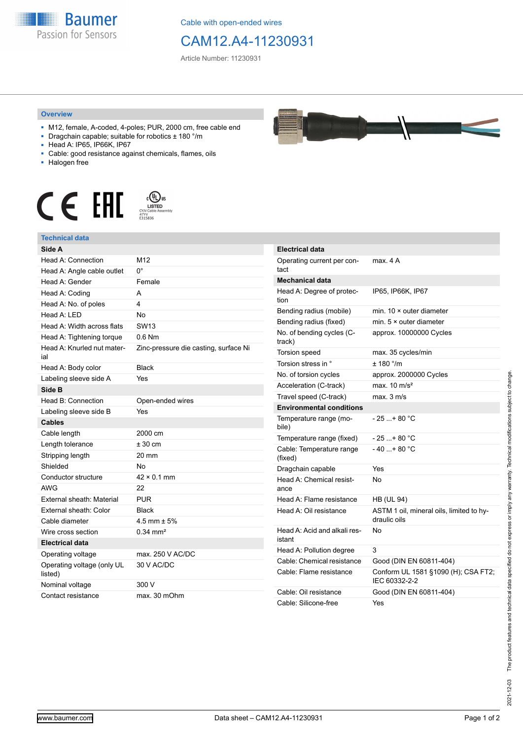Cable with open-ended wires

# CAM12.A4-11230931

Article Number: 11230931

## Overview

- M12, female, A-coded, 4-poles; PUR, 2000 cm, free cable end
- Dragchain capable; suitable for robotics ± 180 °/m
- Head A: IP65, IP66K, IP67
- Cable: good resistance against chemicals, flames, oils
- Halogen free

## Technical data

| Side A | |
|---|---|
| Head A: Connection | M12 |
| Head A: Angle cable outlet | 0° |
| Head A: Gender | Female |
| Head A: Coding | A |
| Head A: No. of poles | 4 |
| Head A: LED | No |
| Head A: Width across flats | SW13 |
| Head A: Tightening torque | 0.6 Nm |
| Head A: Knurled nut material | Zinc-pressure die casting, surface Ni |
| Head A: Body color | Black |
| Labeling sleeve side A | Yes |
| **Side B** | |
| Head B: Connection | Open-ended wires |
| Labeling sleeve side B | Yes |
| **Cables** | |
| Cable length | 2000 cm |
| Length tolerance | ± 30 cm |
| Stripping length | 20 mm |
| Shielded | No |
| Conductor structure | 42 × 0.1 mm |
| AWG | 22 |
| External sheath: Material | PUR |
| External sheath: Color | Black |
| Cable diameter | 4.5 mm ± 5% |
| Wire cross section | 0.34 mm² |
| **Electrical data** | |
| Operating voltage | max. 250 V AC/DC |
| Operating voltage (only UL listed) | 30 V AC/DC |
| Nominal voltage | 300 V |
| Contact resistance | max. 30 mOhm |

| Electrical data | |
|---|---|
| Operating current per contact | max. 4 A |
| **Mechanical data** | |
| Head A: Degree of protection | IP65, IP66K, IP67 |
| Bending radius (mobile) | min. 10 × outer diameter |
| Bending radius (fixed) | min. 5 × outer diameter |
| No. of bending cycles (C-track) | approx. 10000000 Cycles |
| Torsion speed | max. 35 cycles/min |
| Torsion stress in ° | ± 180 °/m |
| No. of torsion cycles | approx. 2000000 Cycles |
| Acceleration (C-track) | max. 10 m/s² |
| Travel speed (C-track) | max. 3 m/s |
| **Environmental conditions** | |
| Temperature range (mobile) | - 25 ...+ 80 °C |
| Temperature range (fixed) | - 25 ...+ 80 °C |
| Cable: Temperature range (fixed) | - 40 ...+ 80 °C |
| Dragchain capable | Yes |
| Head A: Chemical resistance | No |
| Head A: Flame resistance | HB (UL 94) |
| Head A: Oil resistance | ASTM 1 oil, mineral oils, limited to hydraulic oils |
| Head A: Acid and alkali resistant | No |
| Head A: Pollution degree | 3 |
| Cable: Chemical resistance | Good (DIN EN 60811-404) |
| Cable: Flame resistance | Conform UL 1581 §1090 (H); CSA FT2; IEC 60332-2-2 |
| Cable: Oil resistance | Good (DIN EN 60811-404) |
| Cable: Silicone-free | Yes |

2021-12-03 The product features and technical data specified do not express or imply any warranty. Technical modifications subject to change.

www.baumer.com — Data sheet – CAM12.A4-11230931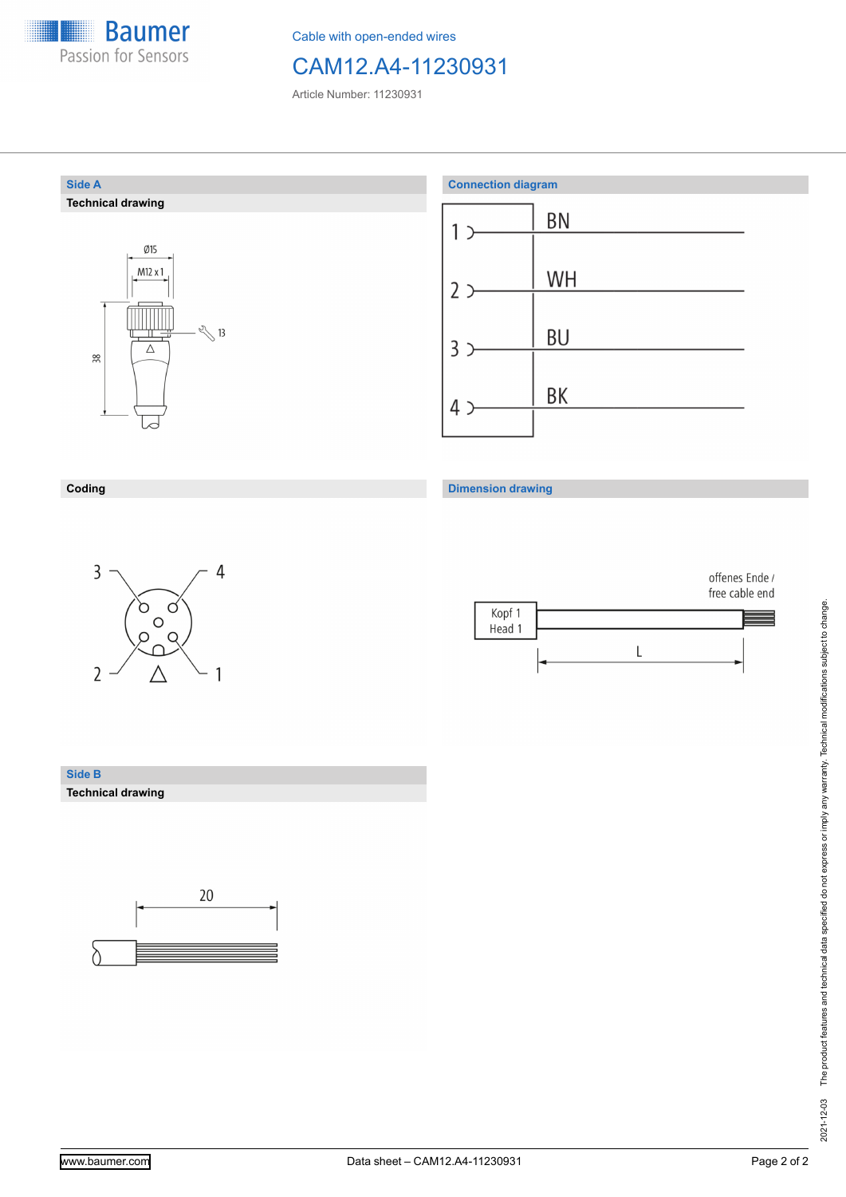Cable with open-ended wires

# CAM12.A4-11230931

Article Number: 11230931

## Side A

### Technical drawing

Ø15

M12 x 1

13

38

## Connection diagram

1 BN

2 WH

3 BU

4 BK

### Coding

3 4

2 1

## Dimension drawing

offenes Ende / free cable end

Kopf 1 Head 1

L

## Side B

### Technical drawing

20

The product features and technical data specified do not express or imply any warranty. Technical modifications subject to change.

2021-12-03

www.baumer.com

Data sheet – CAM12.A4-11230931